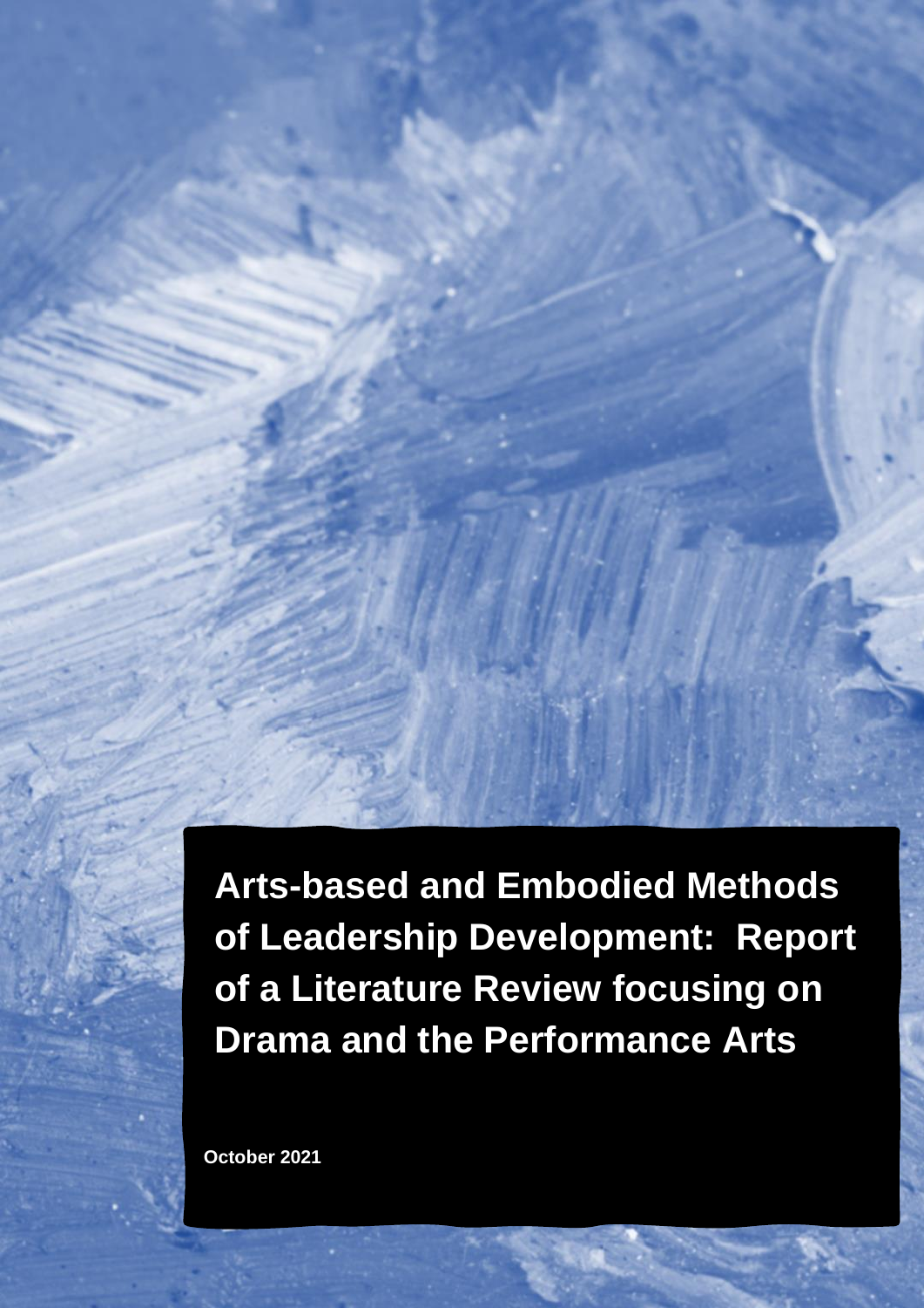# Arts-based and Embodied Methods of Leadership Development: Report of a Literature Review focusing on Drama and the Performance Arts

October 2021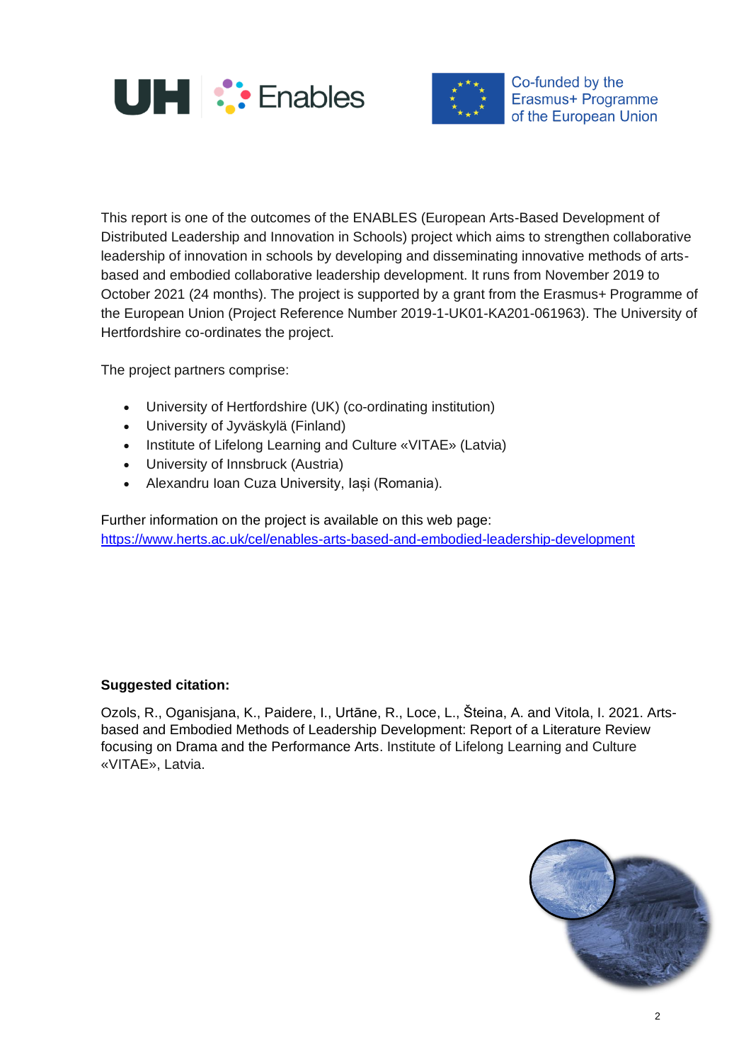This report is one of the outcomes of the ENABLES (European Arts-Based Development of Distributed Leadership and Innovation in Schools) project which aims to strengthen collaborative leadership of innovation in schools by developing and disseminating innovative methods of arts-based and embodied collaborative leadership development. It runs from November 2019 to October 2021 (24 months). The project is supported by a grant from the Erasmus+ Programme of the European Union (Project Reference Number 2019-1-UK01-KA201-061963). The University of Hertfordshire co-ordinates the project.

The project partners comprise:

- University of Hertfordshire (UK) (co-ordinating institution)
- University of Jyväskylä (Finland)
- Institute of Lifelong Learning and Culture «VITAE» (Latvia)
- University of Innsbruck (Austria)
- Alexandru Ioan Cuza University, Iași (Romania).

Further information on the project is available on this web page:
https://www.herts.ac.uk/cel/enables-arts-based-and-embodied-leadership-development

**Suggested citation:**

Ozols, R., Oganisjana, K., Paidere, I., Urtāne, R., Loce, L., Šteina, A. and Vitola, I. 2021. Arts-based and Embodied Methods of Leadership Development: Report of a Literature Review focusing on Drama and the Performance Arts. Institute of Lifelong Learning and Culture «VITAE», Latvia.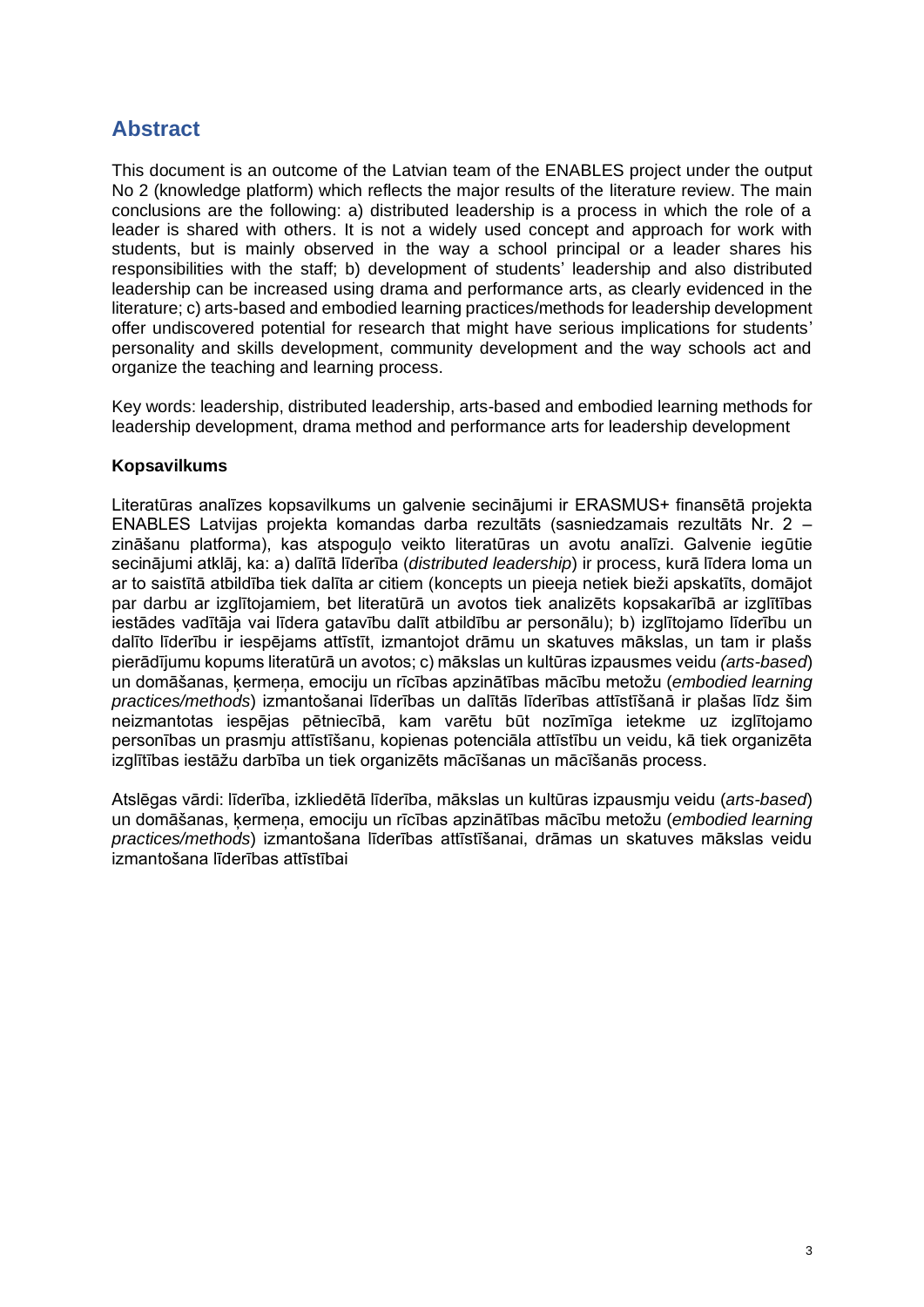## Abstract

This document is an outcome of the Latvian team of the ENABLES project under the output No 2 (knowledge platform) which reflects the major results of the literature review. The main conclusions are the following: a) distributed leadership is a process in which the role of a leader is shared with others. It is not a widely used concept and approach for work with students, but is mainly observed in the way a school principal or a leader shares his responsibilities with the staff; b) development of students' leadership and also distributed leadership can be increased using drama and performance arts, as clearly evidenced in the literature; c) arts-based and embodied learning practices/methods for leadership development offer undiscovered potential for research that might have serious implications for students' personality and skills development, community development and the way schools act and organize the teaching and learning process.

Key words: leadership, distributed leadership, arts-based and embodied learning methods for leadership development, drama method and performance arts for leadership development

**Kopsavilkums**

Literatūras analīzes kopsavilkums un galvenie secinājumi ir ERASMUS+ finansētā projekta ENABLES Latvijas projekta komandas darba rezultāts (sasniedzamais rezultāts Nr. 2 – zināšanu platforma), kas atspoguļo veikto literatūras un avotu analīzi. Galvenie iegūtie secinājumi atklāj, ka: a) dalītā līderība (*distributed leadership*) ir process, kurā līdera loma un ar to saistītā atbildība tiek dalīta ar citiem (koncepts un pieeja netiek bieži apskatīts, domājot par darbu ar izglītojamiem, bet literatūrā un avotos tiek analizēts kopsakarībā ar izglītības iestādes vadītāja vai līdera gatavību dalīt atbildību ar personālu); b) izglītojamo līderību un dalīto līderību ir iespējams attīstīt, izmantojot drāmu un skatuves mākslas, un tam ir plašs pierādījumu kopums literatūrā un avotos; c) mākslas un kultūras izpausmes veidu *(arts-based*) un domāšanas, ķermeņa, emociju un rīcības apzinātības mācību metožu (*embodied learning practices/methods*) izmantošanai līderības un dalītās līderības attīstīšanā ir plašas līdz šim neizmantotas iespējas pētniecībā, kam varētu būt nozīmīga ietekme uz izglītojamo personības un prasmju attīstīšanu, kopienas potenciāla attīstību un veidu, kā tiek organizēta izglītības iestāžu darbība un tiek organizēts mācīšanas un mācīšanās process.

Atslēgas vārdi: līderība, izkliedētā līderība, mākslas un kultūras izpausmju veidu (*arts-based*) un domāšanas, ķermeņa, emociju un rīcības apzinātības mācību metožu (*embodied learning practices/methods*) izmantošana līderības attīstīšanai, drāmas un skatuves mākslas veidu izmantošana līderības attīstībai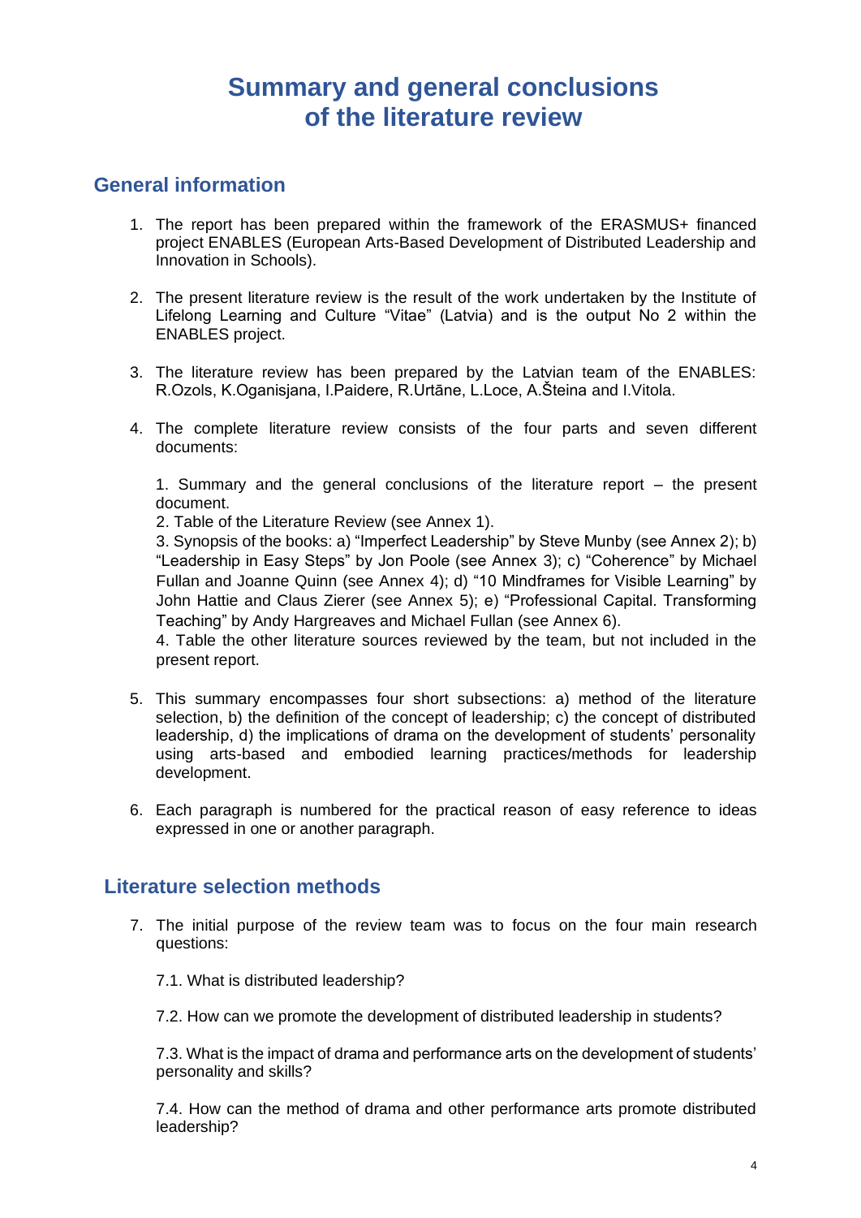# Summary and general conclusions of the literature review

## General information

1. The report has been prepared within the framework of the ERASMUS+ financed project ENABLES (European Arts-Based Development of Distributed Leadership and Innovation in Schools).

2. The present literature review is the result of the work undertaken by the Institute of Lifelong Learning and Culture "Vitae" (Latvia) and is the output No 2 within the ENABLES project.

3. The literature review has been prepared by the Latvian team of the ENABLES: R.Ozols, K.Oganisjana, I.Paidere, R.Urtāne, L.Loce, A.Šteina and I.Vitola.

4. The complete literature review consists of the four parts and seven different documents:

   1. Summary and the general conclusions of the literature report – the present document.
   2. Table of the Literature Review (see Annex 1).
   3. Synopsis of the books: a) "Imperfect Leadership" by Steve Munby (see Annex 2); b) "Leadership in Easy Steps" by Jon Poole (see Annex 3); c) "Coherence" by Michael Fullan and Joanne Quinn (see Annex 4); d) "10 Mindframes for Visible Learning" by John Hattie and Claus Zierer (see Annex 5); e) "Professional Capital. Transforming Teaching" by Andy Hargreaves and Michael Fullan (see Annex 6).
   4. Table the other literature sources reviewed by the team, but not included in the present report.

5. This summary encompasses four short subsections: a) method of the literature selection, b) the definition of the concept of leadership; c) the concept of distributed leadership, d) the implications of drama on the development of students' personality using arts-based and embodied learning practices/methods for leadership development.

6. Each paragraph is numbered for the practical reason of easy reference to ideas expressed in one or another paragraph.

## Literature selection methods

7. The initial purpose of the review team was to focus on the four main research questions:

   7.1. What is distributed leadership?

   7.2. How can we promote the development of distributed leadership in students?

   7.3. What is the impact of drama and performance arts on the development of students' personality and skills?

   7.4. How can the method of drama and other performance arts promote distributed leadership?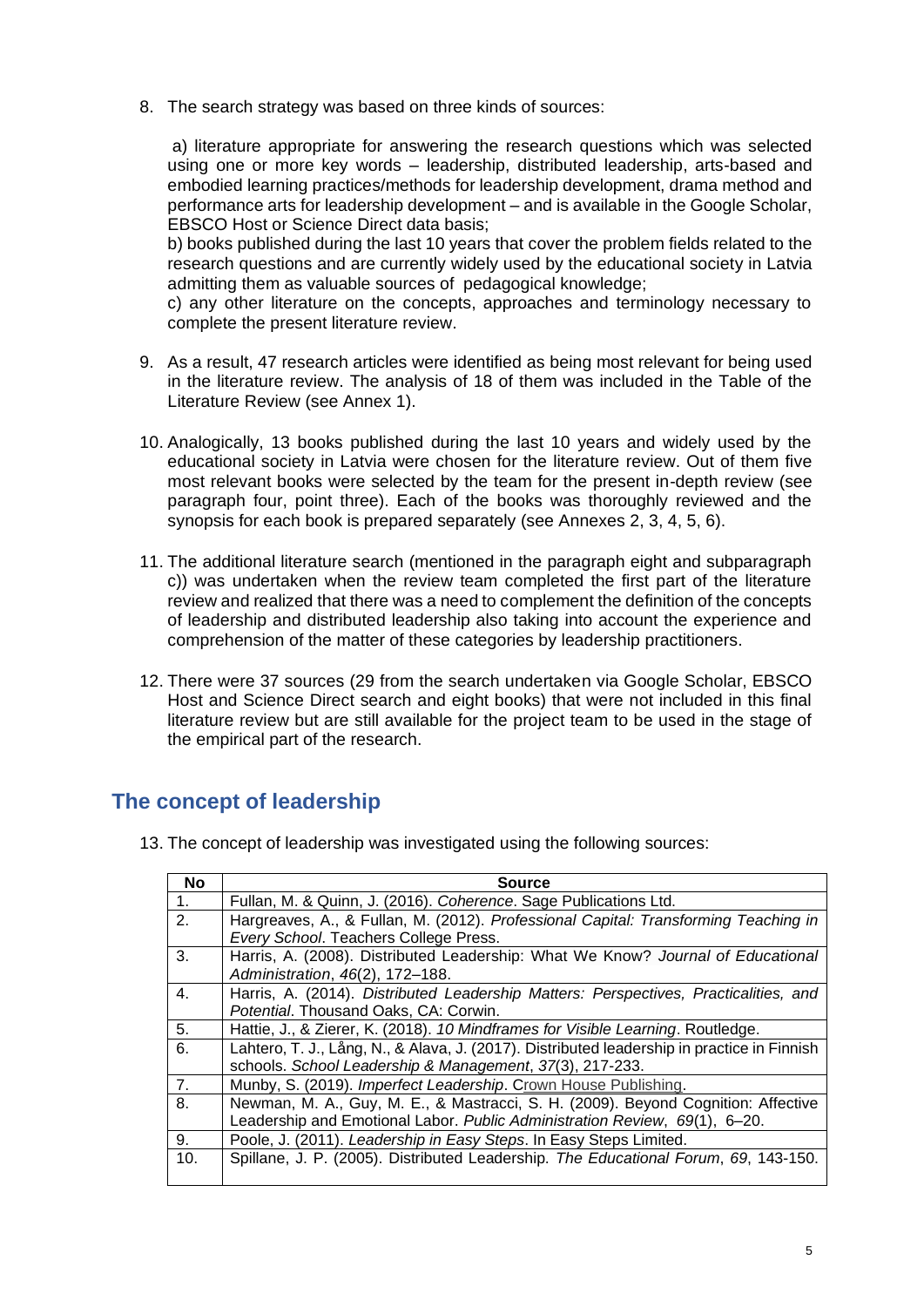8. The search strategy was based on three kinds of sources:

    a) literature appropriate for answering the research questions which was selected using one or more key words – leadership, distributed leadership, arts-based and embodied learning practices/methods for leadership development, drama method and performance arts for leadership development – and is available in the Google Scholar, EBSCO Host or Science Direct data basis;
    b) books published during the last 10 years that cover the problem fields related to the research questions and are currently widely used by the educational society in Latvia admitting them as valuable sources of pedagogical knowledge;
    c) any other literature on the concepts, approaches and terminology necessary to complete the present literature review.

9. As a result, 47 research articles were identified as being most relevant for being used in the literature review. The analysis of 18 of them was included in the Table of the Literature Review (see Annex 1).

10. Analogically, 13 books published during the last 10 years and widely used by the educational society in Latvia were chosen for the literature review. Out of them five most relevant books were selected by the team for the present in-depth review (see paragraph four, point three). Each of the books was thoroughly reviewed and the synopsis for each book is prepared separately (see Annexes 2, 3, 4, 5, 6).

11. The additional literature search (mentioned in the paragraph eight and subparagraph c)) was undertaken when the review team completed the first part of the literature review and realized that there was a need to complement the definition of the concepts of leadership and distributed leadership also taking into account the experience and comprehension of the matter of these categories by leadership practitioners.

12. There were 37 sources (29 from the search undertaken via Google Scholar, EBSCO Host and Science Direct search and eight books) that were not included in this final literature review but are still available for the project team to be used in the stage of the empirical part of the research.

## The concept of leadership

13. The concept of leadership was investigated using the following sources:

| No | Source |
|---|---|
| 1. | Fullan, M. & Quinn, J. (2016). *Coherence*. Sage Publications Ltd. |
| 2. | Hargreaves, A., & Fullan, M. (2012). *Professional Capital: Transforming Teaching in Every School*. Teachers College Press. |
| 3. | Harris, A. (2008). Distributed Leadership: What We Know? *Journal of Educational Administration*, *46*(2), 172–188. |
| 4. | Harris, A. (2014). *Distributed Leadership Matters: Perspectives, Practicalities, and Potential*. Thousand Oaks, CA: Corwin. |
| 5. | Hattie, J., & Zierer, K. (2018). *10 Mindframes for Visible Learning*. Routledge. |
| 6. | Lahtero, T. J., Lång, N., & Alava, J. (2017). Distributed leadership in practice in Finnish schools. *School Leadership & Management*, *37*(3), 217-233. |
| 7. | Munby, S. (2019). *Imperfect Leadership*. Crown House Publishing. |
| 8. | Newman, M. A., Guy, M. E., & Mastracci, S. H. (2009). Beyond Cognition: Affective Leadership and Emotional Labor. *Public Administration Review*, *69*(1), 6–20. |
| 9. | Poole, J. (2011). *Leadership in Easy Steps*. In Easy Steps Limited. |
| 10. | Spillane, J. P. (2005). Distributed Leadership. *The Educational Forum*, *69*, 143-150. |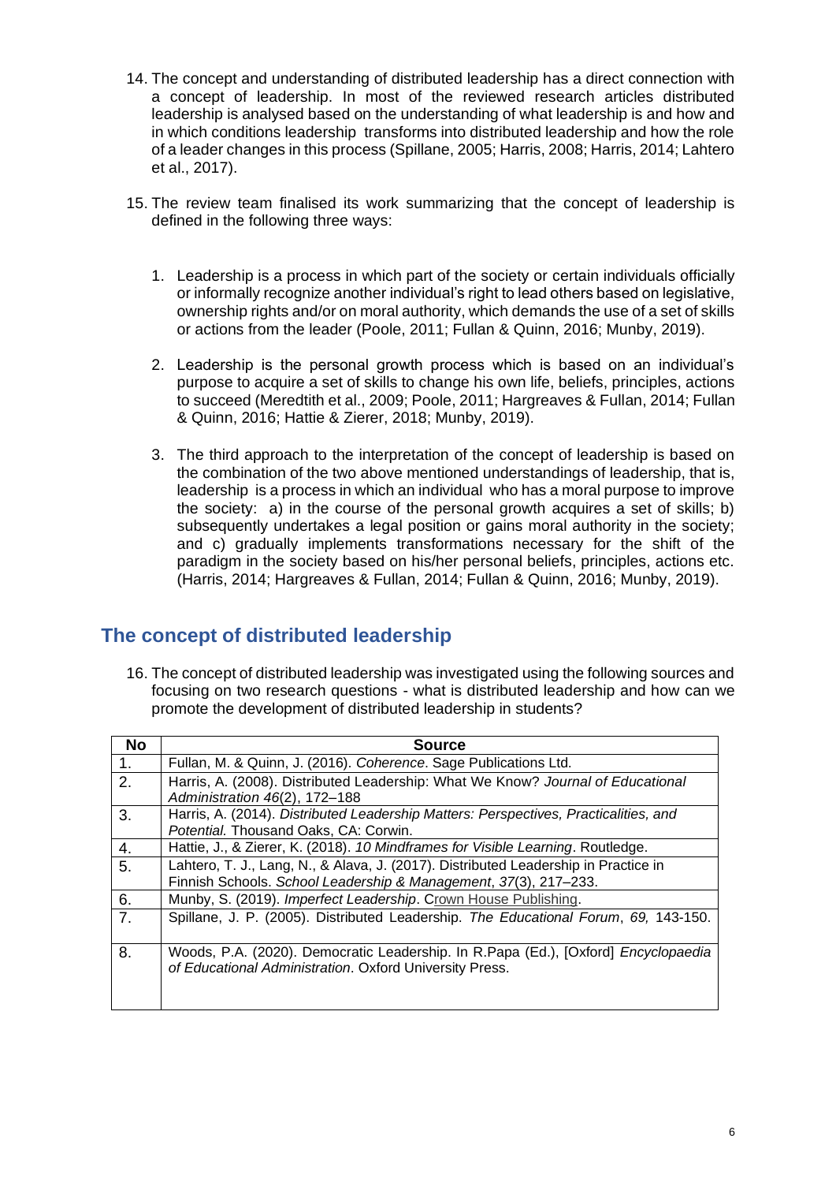14. The concept and understanding of distributed leadership has a direct connection with a concept of leadership. In most of the reviewed research articles distributed leadership is analysed based on the understanding of what leadership is and how and in which conditions leadership transforms into distributed leadership and how the role of a leader changes in this process (Spillane, 2005; Harris, 2008; Harris, 2014; Lahtero et al., 2017).

15. The review team finalised its work summarizing that the concept of leadership is defined in the following three ways:

    1. Leadership is a process in which part of the society or certain individuals officially or informally recognize another individual's right to lead others based on legislative, ownership rights and/or on moral authority, which demands the use of a set of skills or actions from the leader (Poole, 2011; Fullan & Quinn, 2016; Munby, 2019).

    2. Leadership is the personal growth process which is based on an individual's purpose to acquire a set of skills to change his own life, beliefs, principles, actions to succeed (Meredtith et al., 2009; Poole, 2011; Hargreaves & Fullan, 2014; Fullan & Quinn, 2016; Hattie & Zierer, 2018; Munby, 2019).

    3. The third approach to the interpretation of the concept of leadership is based on the combination of the two above mentioned understandings of leadership, that is, leadership is a process in which an individual who has a moral purpose to improve the society: a) in the course of the personal growth acquires a set of skills; b) subsequently undertakes a legal position or gains moral authority in the society; and c) gradually implements transformations necessary for the shift of the paradigm in the society based on his/her personal beliefs, principles, actions etc. (Harris, 2014; Hargreaves & Fullan, 2014; Fullan & Quinn, 2016; Munby, 2019).

## The concept of distributed leadership

16. The concept of distributed leadership was investigated using the following sources and focusing on two research questions - what is distributed leadership and how can we promote the development of distributed leadership in students?

| No | Source |
|---|---|
| 1. | Fullan, M. & Quinn, J. (2016). *Coherence*. Sage Publications Ltd. |
| 2. | Harris, A. (2008). Distributed Leadership: What We Know? *Journal of Educational Administration 46*(2), 172–188 |
| 3. | Harris, A. (2014). *Distributed Leadership Matters: Perspectives, Practicalities, and Potential.* Thousand Oaks, CA: Corwin. |
| 4. | Hattie, J., & Zierer, K. (2018). *10 Mindframes for Visible Learning*. Routledge. |
| 5. | Lahtero, T. J., Lang, N., & Alava, J. (2017). Distributed Leadership in Practice in Finnish Schools. *School Leadership & Management*, *37*(3), 217–233. |
| 6. | Munby, S. (2019). *Imperfect Leadership*. Crown House Publishing. |
| 7. | Spillane, J. P. (2005). Distributed Leadership. *The Educational Forum*, *69,* 143-150. |
| 8. | Woods, P.A. (2020). Democratic Leadership. In R.Papa (Ed.), [Oxford] *Encyclopaedia of Educational Administration*. Oxford University Press. |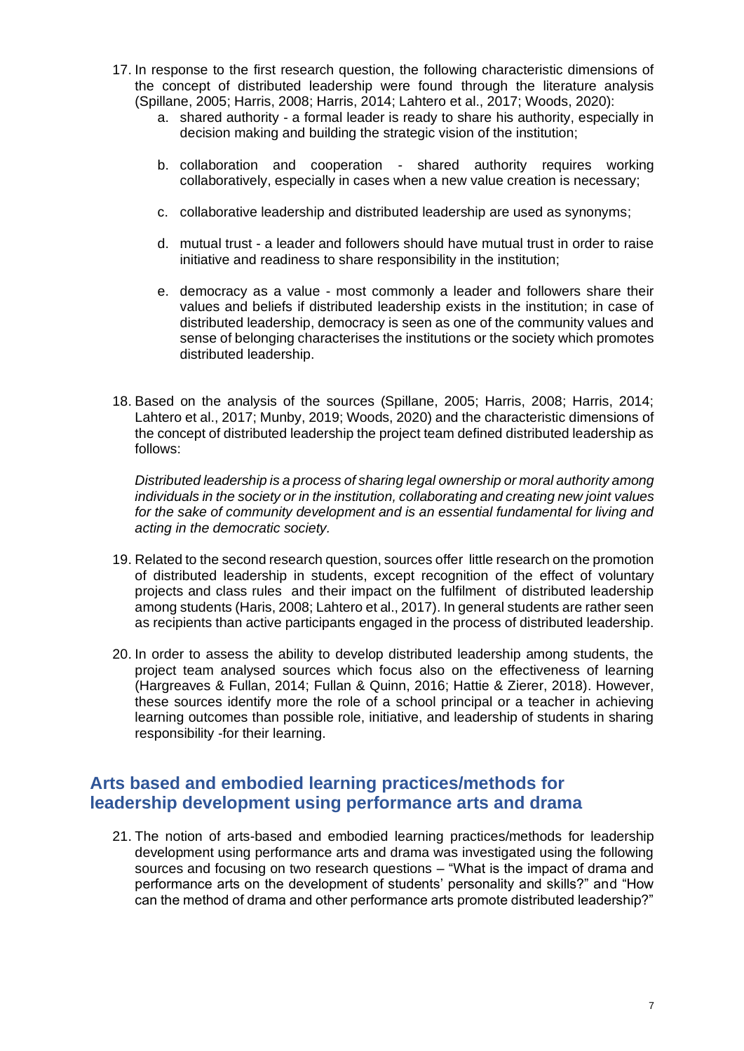17. In response to the first research question, the following characteristic dimensions of the concept of distributed leadership were found through the literature analysis (Spillane, 2005; Harris, 2008; Harris, 2014; Lahtero et al., 2017; Woods, 2020):
    a. shared authority - a formal leader is ready to share his authority, especially in decision making and building the strategic vision of the institution;

    b. collaboration and cooperation - shared authority requires working collaboratively, especially in cases when a new value creation is necessary;

    c. collaborative leadership and distributed leadership are used as synonyms;

    d. mutual trust - a leader and followers should have mutual trust in order to raise initiative and readiness to share responsibility in the institution;

    e. democracy as a value - most commonly a leader and followers share their values and beliefs if distributed leadership exists in the institution; in case of distributed leadership, democracy is seen as one of the community values and sense of belonging characterises the institutions or the society which promotes distributed leadership.

18. Based on the analysis of the sources (Spillane, 2005; Harris, 2008; Harris, 2014; Lahtero et al., 2017; Munby, 2019; Woods, 2020) and the characteristic dimensions of the concept of distributed leadership the project team defined distributed leadership as follows:

    *Distributed leadership is a process of sharing legal ownership or moral authority among individuals in the society or in the institution, collaborating and creating new joint values for the sake of community development and is an essential fundamental for living and acting in the democratic society.*

19. Related to the second research question, sources offer little research on the promotion of distributed leadership in students, except recognition of the effect of voluntary projects and class rules and their impact on the fulfilment of distributed leadership among students (Haris, 2008; Lahtero et al., 2017). In general students are rather seen as recipients than active participants engaged in the process of distributed leadership.

20. In order to assess the ability to develop distributed leadership among students, the project team analysed sources which focus also on the effectiveness of learning (Hargreaves & Fullan, 2014; Fullan & Quinn, 2016; Hattie & Zierer, 2018). However, these sources identify more the role of a school principal or a teacher in achieving learning outcomes than possible role, initiative, and leadership of students in sharing responsibility -for their learning.

## Arts based and embodied learning practices/methods for leadership development using performance arts and drama

21. The notion of arts-based and embodied learning practices/methods for leadership development using performance arts and drama was investigated using the following sources and focusing on two research questions – "What is the impact of drama and performance arts on the development of students' personality and skills?" and "How can the method of drama and other performance arts promote distributed leadership?"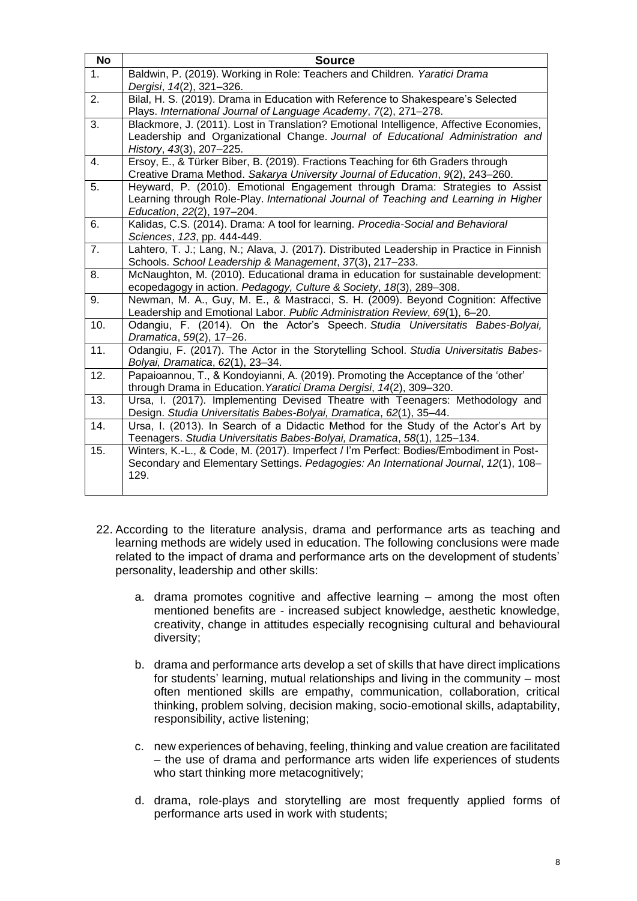| No | Source |
| --- | --- |
| 1. | Baldwin, P. (2019). Working in Role: Teachers and Children. *Yaratici Drama Dergisi*, *14*(2), 321–326. |
| 2. | Bilal, H. S. (2019). Drama in Education with Reference to Shakespeare's Selected Plays. *International Journal of Language Academy*, *7*(2), 271–278. |
| 3. | Blackmore, J. (2011). Lost in Translation? Emotional Intelligence, Affective Economies, Leadership and Organizational Change. *Journal of Educational Administration and History*, *43*(3), 207–225. |
| 4. | Ersoy, E., & Türker Biber, B. (2019). Fractions Teaching for 6th Graders through Creative Drama Method. *Sakarya University Journal of Education*, *9*(2), 243–260. |
| 5. | Heyward, P. (2010). Emotional Engagement through Drama: Strategies to Assist Learning through Role-Play. *International Journal of Teaching and Learning in Higher Education*, *22*(2), 197–204. |
| 6. | Kalidas, C.S. (2014). Drama: A tool for learning. *Procedia-Social and Behavioral Sciences*, *123*, pp. 444-449. |
| 7. | Lahtero, T. J.; Lang, N.; Alava, J. (2017). Distributed Leadership in Practice in Finnish Schools. *School Leadership & Management*, *37*(3), 217–233. |
| 8. | McNaughton, M. (2010). Educational drama in education for sustainable development: ecopedagogy in action. *Pedagogy, Culture & Society*, *18*(3), 289–308. |
| 9. | Newman, M. A., Guy, M. E., & Mastracci, S. H. (2009). Beyond Cognition: Affective Leadership and Emotional Labor. *Public Administration Review*, *69*(1), 6–20. |
| 10. | Odangiu, F. (2014). On the Actor's Speech. *Studia Universitatis Babes-Bolyai, Dramatica*, *59*(2), 17–26. |
| 11. | Odangiu, F. (2017). The Actor in the Storytelling School. *Studia Universitatis Babes-Bolyai, Dramatica*, *62*(1), 23–34. |
| 12. | Papaioannou, T., & Kondoyianni, A. (2019). Promoting the Acceptance of the 'other' through Drama in Education. *Yaratici Drama Dergisi*, *14*(2), 309–320. |
| 13. | Ursa, I. (2017). Implementing Devised Theatre with Teenagers: Methodology and Design. *Studia Universitatis Babes-Bolyai, Dramatica*, *62*(1), 35–44. |
| 14. | Ursa, I. (2013). In Search of a Didactic Method for the Study of the Actor's Art by Teenagers. *Studia Universitatis Babes-Bolyai, Dramatica*, *58*(1), 125–134. |
| 15. | Winters, K.-L., & Code, M. (2017). Imperfect / I'm Perfect: Bodies/Embodiment in Post-Secondary and Elementary Settings. *Pedagogies: An International Journal*, *12*(1), 108–129. |

22. According to the literature analysis, drama and performance arts as teaching and learning methods are widely used in education. The following conclusions were made related to the impact of drama and performance arts on the development of students' personality, leadership and other skills:

    a. drama promotes cognitive and affective learning – among the most often mentioned benefits are - increased subject knowledge, aesthetic knowledge, creativity, change in attitudes especially recognising cultural and behavioural diversity;

    b. drama and performance arts develop a set of skills that have direct implications for students' learning, mutual relationships and living in the community – most often mentioned skills are empathy, communication, collaboration, critical thinking, problem solving, decision making, socio-emotional skills, adaptability, responsibility, active listening;

    c. new experiences of behaving, feeling, thinking and value creation are facilitated – the use of drama and performance arts widen life experiences of students who start thinking more metacognitively;

    d. drama, role-plays and storytelling are most frequently applied forms of performance arts used in work with students;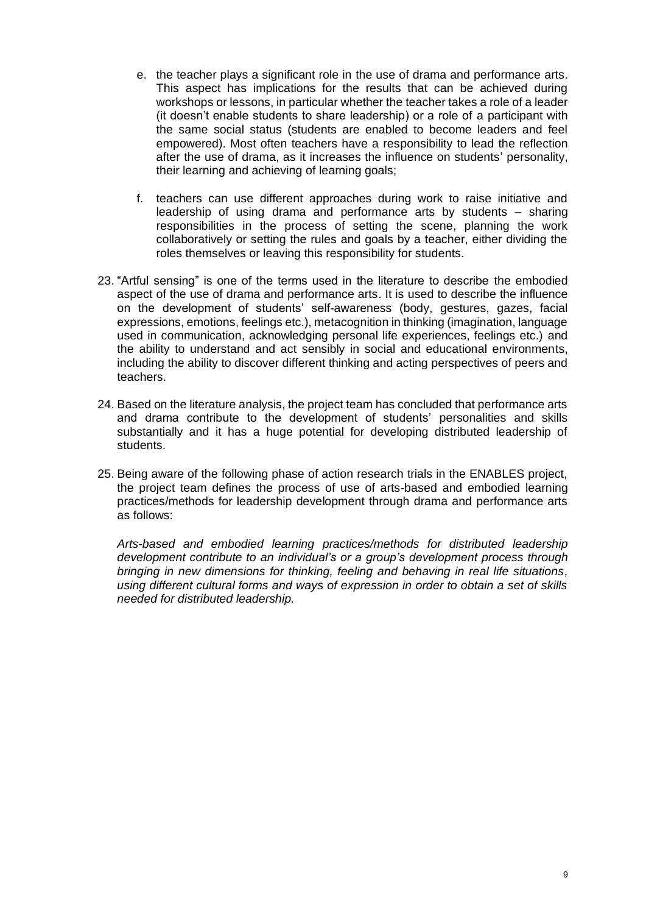e. the teacher plays a significant role in the use of drama and performance arts. This aspect has implications for the results that can be achieved during workshops or lessons, in particular whether the teacher takes a role of a leader (it doesn't enable students to share leadership) or a role of a participant with the same social status (students are enabled to become leaders and feel empowered). Most often teachers have a responsibility to lead the reflection after the use of drama, as it increases the influence on students' personality, their learning and achieving of learning goals;

f. teachers can use different approaches during work to raise initiative and leadership of using drama and performance arts by students – sharing responsibilities in the process of setting the scene, planning the work collaboratively or setting the rules and goals by a teacher, either dividing the roles themselves or leaving this responsibility for students.

23. "Artful sensing" is one of the terms used in the literature to describe the embodied aspect of the use of drama and performance arts. It is used to describe the influence on the development of students' self-awareness (body, gestures, gazes, facial expressions, emotions, feelings etc.), metacognition in thinking (imagination, language used in communication, acknowledging personal life experiences, feelings etc.) and the ability to understand and act sensibly in social and educational environments, including the ability to discover different thinking and acting perspectives of peers and teachers.

24. Based on the literature analysis, the project team has concluded that performance arts and drama contribute to the development of students' personalities and skills substantially and it has a huge potential for developing distributed leadership of students.

25. Being aware of the following phase of action research trials in the ENABLES project, the project team defines the process of use of arts-based and embodied learning practices/methods for leadership development through drama and performance arts as follows:

    *Arts-based and embodied learning practices/methods for distributed leadership development contribute to an individual's or a group's development process through bringing in new dimensions for thinking, feeling and behaving in real life situations, using different cultural forms and ways of expression in order to obtain a set of skills needed for distributed leadership.*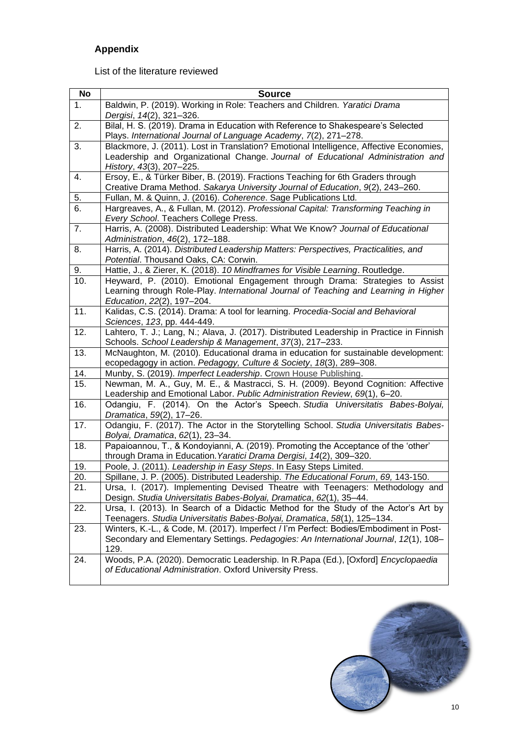## Appendix

List of the literature reviewed

| No | Source |
|---|---|
| 1. | Baldwin, P. (2019). Working in Role: Teachers and Children. *Yaratici Drama Dergisi*, *14*(2), 321–326. |
| 2. | Bilal, H. S. (2019). Drama in Education with Reference to Shakespeare's Selected Plays. *International Journal of Language Academy*, *7*(2), 271–278. |
| 3. | Blackmore, J. (2011). Lost in Translation? Emotional Intelligence, Affective Economies, Leadership and Organizational Change. *Journal of Educational Administration and History*, *43*(3), 207–225. |
| 4. | Ersoy, E., & Türker Biber, B. (2019). Fractions Teaching for 6th Graders through Creative Drama Method. *Sakarya University Journal of Education*, *9*(2), 243–260. |
| 5. | Fullan, M. & Quinn, J. (2016). *Coherence*. Sage Publications Ltd. |
| 6. | Hargreaves, A., & Fullan, M. (2012). *Professional Capital: Transforming Teaching in Every School*. Teachers College Press. |
| 7. | Harris, A. (2008). Distributed Leadership: What We Know? *Journal of Educational Administration*, *46*(2), 172–188. |
| 8. | Harris, A. (2014). *Distributed Leadership Matters: Perspectives, Practicalities, and Potential*. Thousand Oaks, CA: Corwin. |
| 9. | Hattie, J., & Zierer, K. (2018). *10 Mindframes for Visible Learning*. Routledge. |
| 10. | Heyward, P. (2010). Emotional Engagement through Drama: Strategies to Assist Learning through Role-Play. *International Journal of Teaching and Learning in Higher Education*, *22*(2), 197–204. |
| 11. | Kalidas, C.S. (2014). Drama: A tool for learning. *Procedia-Social and Behavioral Sciences*, *123*, pp. 444-449. |
| 12. | Lahtero, T. J.; Lang, N.; Alava, J. (2017). Distributed Leadership in Practice in Finnish Schools. *School Leadership & Management*, *37*(3), 217–233. |
| 13. | McNaughton, M. (2010). Educational drama in education for sustainable development: ecopedagogy in action. *Pedagogy, Culture & Society*, *18*(3), 289–308. |
| 14. | Munby, S. (2019). *Imperfect Leadership*. Crown House Publishing. |
| 15. | Newman, M. A., Guy, M. E., & Mastracci, S. H. (2009). Beyond Cognition: Affective Leadership and Emotional Labor. *Public Administration Review*, *69*(1), 6–20. |
| 16. | Odangiu, F. (2014). On the Actor's Speech. *Studia Universitatis Babes-Bolyai, Dramatica*, *59*(2), 17–26. |
| 17. | Odangiu, F. (2017). The Actor in the Storytelling School. *Studia Universitatis Babes-Bolyai, Dramatica*, *62*(1), 23–34. |
| 18. | Papaioannou, T., & Kondoyianni, A. (2019). Promoting the Acceptance of the 'other' through Drama in Education. *Yaratici Drama Dergisi*, *14*(2), 309–320. |
| 19. | Poole, J. (2011). *Leadership in Easy Steps*. In Easy Steps Limited. |
| 20. | Spillane, J. P. (2005). Distributed Leadership. *The Educational Forum*, *69,* 143-150. |
| 21. | Ursa, I. (2017). Implementing Devised Theatre with Teenagers: Methodology and Design. *Studia Universitatis Babes-Bolyai, Dramatica*, *62*(1), 35–44. |
| 22. | Ursa, I. (2013). In Search of a Didactic Method for the Study of the Actor's Art by Teenagers. *Studia Universitatis Babes-Bolyai, Dramatica*, *58*(1), 125–134. |
| 23. | Winters, K.-L., & Code, M. (2017). Imperfect / I'm Perfect: Bodies/Embodiment in Post-Secondary and Elementary Settings. *Pedagogies: An International Journal*, *12*(1), 108–129. |
| 24. | Woods, P.A. (2020). Democratic Leadership. In R.Papa (Ed.), [Oxford] *Encyclopaedia of Educational Administration*. Oxford University Press. |